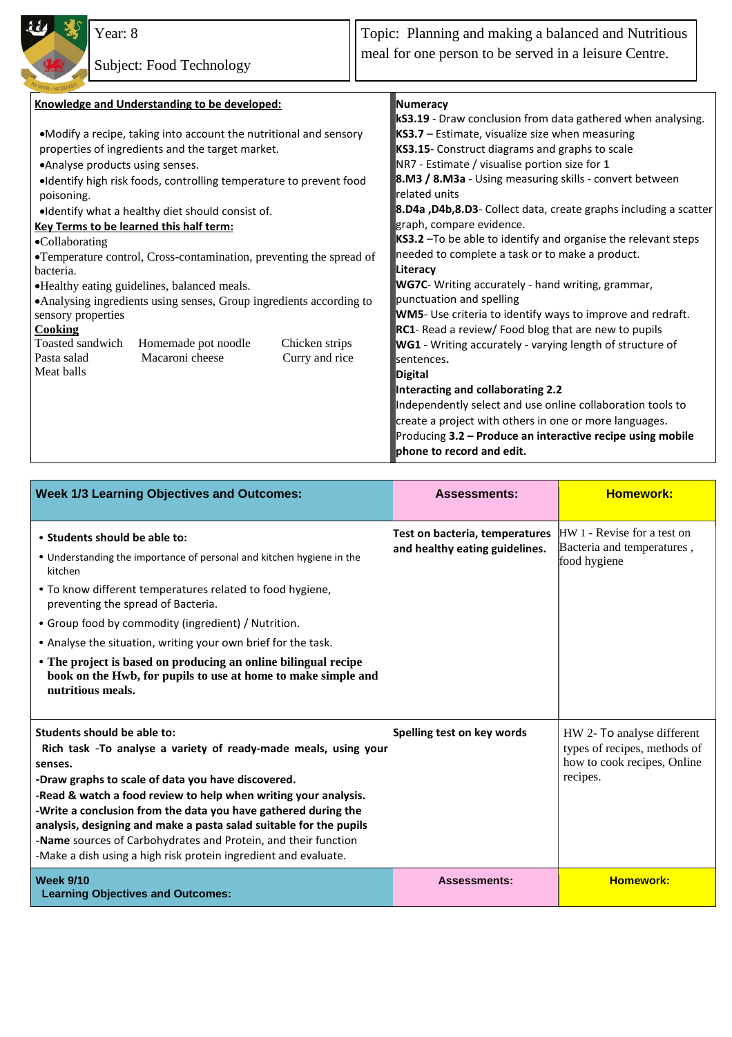| Year: 8 Subject: Food Technology | Topic: Planning and making a balanced and Nutritious meal for one person to be served in a leisure Centre. |
|---|---|

**Knowledge and Understanding to be developed:**

- Modify a recipe, taking into account the nutritional and sensory properties of ingredients and the target market.
- Analyse products using senses.
- Identify high risk foods, controlling temperature to prevent food poisoning.
- Identify what a healthy diet should consist of.

**Key Terms to be learned this half term:**

- Collaborating
- Temperature control, Cross-contamination, preventing the spread of bacteria.
- Healthy eating guidelines, balanced meals.
- Analysing ingredients using senses, Group ingredients according to sensory properties

**Cooking**

| | | |
|---|---|---|
| Toasted sandwich | Homemade pot noodle | Chicken strips |
| Pasta salad | Macaroni cheese | Curry and rice |
| Meat balls | | |

**Numeracy**

**kS3.19** - Draw conclusion from data gathered when analysing.
**KS3.7** – Estimate, visualize size when measuring
**KS3.15**- Construct diagrams and graphs to scale
NR7 - Estimate / visualise portion size for 1
**8.M3 / 8.M3a** - Using measuring skills - convert between related units
**8.D4a ,D4b,8.D3**- Collect data, create graphs including a scatter graph, compare evidence.
**KS3.2** –To be able to identify and organise the relevant steps needed to complete a task or to make a product.

**Literacy**

**WG7C**- Writing accurately - hand writing, grammar, punctuation and spelling
**WM5**- Use criteria to identify ways to improve and redraft.
**RC1**- Read a review/ Food blog that are new to pupils
**WG1** - Writing accurately - varying length of structure of sentences.

**Digital**

**Interacting and collaborating 2.2**
Independently select and use online collaboration tools to create a project with others in one or more languages.
Producing **3.2 – Produce an interactive recipe using mobile phone to record and edit.**

| **Week 1/3 Learning Objectives and Outcomes:** | **Assessments:** | **Homework:** |
|---|---|---|
| **• Students should be able to:**<br>• Understanding the importance of personal and kitchen hygiene in the kitchen<br>• To know different temperatures related to food hygiene, preventing the spread of Bacteria.<br>• Group food by commodity (ingredient) / Nutrition.<br>• Analyse the situation, writing your own brief for the task.<br>• **The project is based on producing an online bilingual recipe book on the Hwb, for pupils to use at home to make simple and nutritious meals.** | **Test on bacteria, temperatures and healthy eating guidelines.** | HW 1 - Revise for a test on Bacteria and temperatures , food hygiene |
| **Students should be able to:**<br>**Rich task -To analyse a variety of ready-made meals, using your senses.**<br>**-Draw graphs to scale of data you have discovered.**<br>**-Read & watch a food review to help when writing your analysis.**<br>**-Write a conclusion from the data you have gathered during the analysis, designing and make a pasta salad suitable for the pupils**<br>**-Name** sources of Carbohydrates and Protein, and their function<br>-Make a dish using a high risk protein ingredient and evaluate. | **Spelling test on key words** | HW 2- To analyse different types of recipes, methods of how to cook recipes, Online recipes. |
| **Week 9/10 Learning Objectives and Outcomes:** | **Assessments:** | **Homework:** |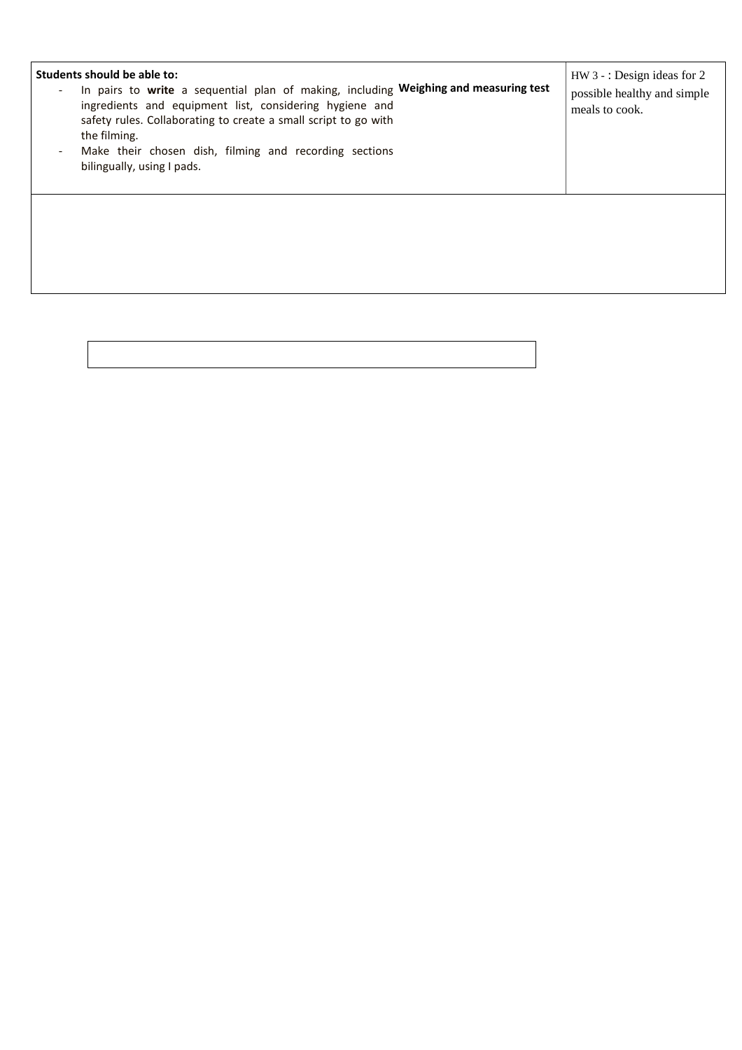| | | |
|---|---|---|
| **Students should be able to:**<br>- In pairs to **write** a sequential plan of making, including ingredients and equipment list, considering hygiene and safety rules. Collaborating to create a small script to go with the filming.<br>- Make their chosen dish, filming and recording sections bilingually, using I pads. | **Weighing and measuring test** | HW 3 - : Design ideas for 2 possible healthy and simple meals to cook. |
| | | |